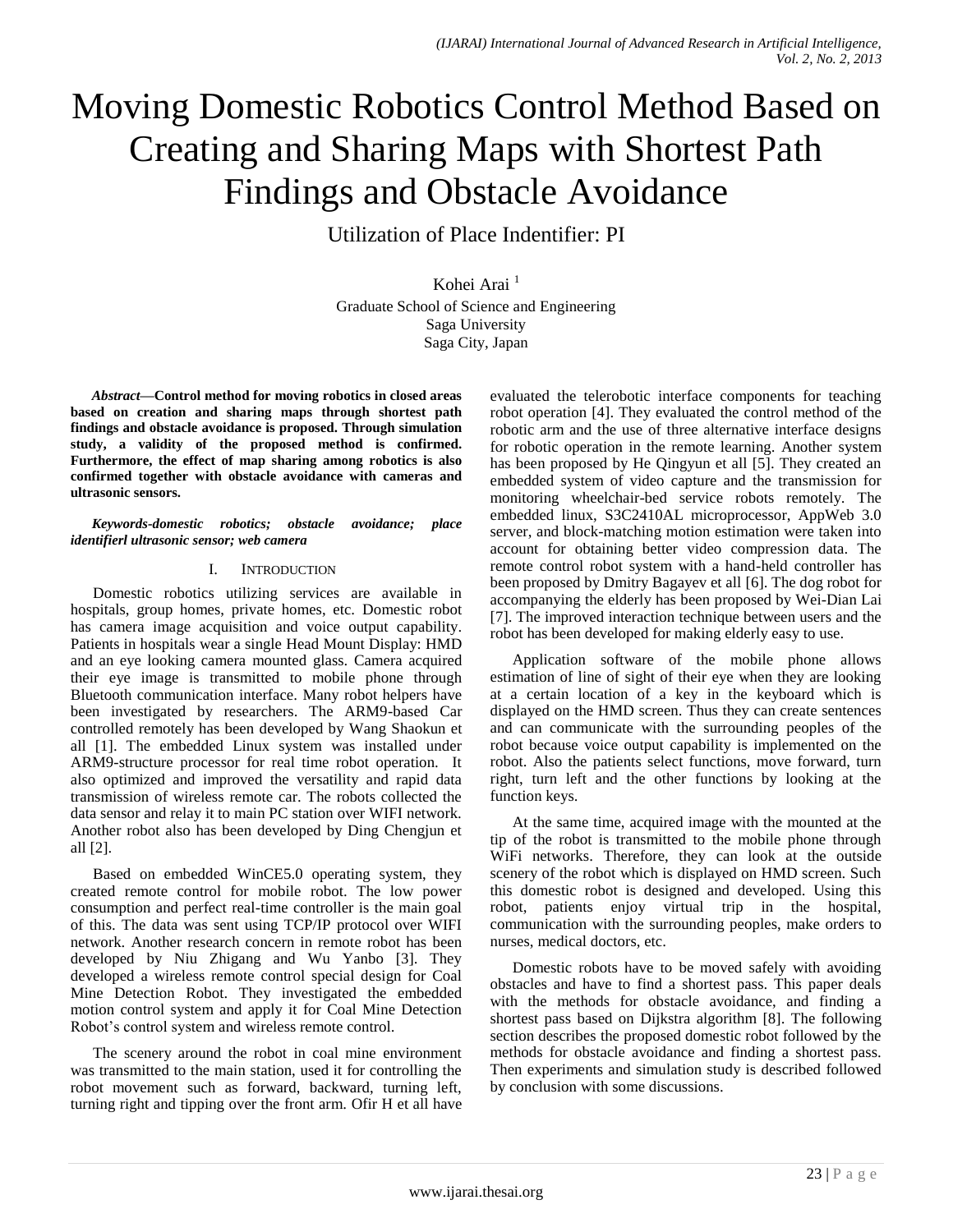# Moving Domestic Robotics Control Method Based on Creating and Sharing Maps with Shortest Path Findings and Obstacle Avoidance

## Utilization of Place Indentifier: PI

Kohei Arai [1]

Graduate School of Science and Engineering
Saga University
Saga City, Japan

***Abstract*—Control method for moving robotics in closed areas based on creation and sharing maps through shortest path findings and obstacle avoidance is proposed. Through simulation study, a validity of the proposed method is confirmed. Furthermore, the effect of map sharing among robotics is also confirmed together with obstacle avoidance with cameras and ultrasonic sensors.**

***Keywords-domestic robotics; obstacle avoidance; place identifierl ultrasonic sensor; web camera***

## I. INTRODUCTION

Domestic robotics utilizing services are available in hospitals, group homes, private homes, etc. Domestic robot has camera image acquisition and voice output capability. Patients in hospitals wear a single Head Mount Display: HMD and an eye looking camera mounted glass. Camera acquired their eye image is transmitted to mobile phone through Bluetooth communication interface. Many robot helpers have been investigated by researchers. The ARM9-based Car controlled remotely has been developed by Wang Shaokun et all [1]. The embedded Linux system was installed under ARM9-structure processor for real time robot operation. It also optimized and improved the versatility and rapid data transmission of wireless remote car. The robots collected the data sensor and relay it to main PC station over WIFI network. Another robot also has been developed by Ding Chengjun et all [2].

Based on embedded WinCE5.0 operating system, they created remote control for mobile robot. The low power consumption and perfect real-time controller is the main goal of this. The data was sent using TCP/IP protocol over WIFI network. Another research concern in remote robot has been developed by Niu Zhigang and Wu Yanbo [3]. They developed a wireless remote control special design for Coal Mine Detection Robot. They investigated the embedded motion control system and apply it for Coal Mine Detection Robot's control system and wireless remote control.

The scenery around the robot in coal mine environment was transmitted to the main station, used it for controlling the robot movement such as forward, backward, turning left, turning right and tipping over the front arm. Ofir H et all have evaluated the telerobotic interface components for teaching robot operation [4]. They evaluated the control method of the robotic arm and the use of three alternative interface designs for robotic operation in the remote learning. Another system has been proposed by He Qingyun et all [5]. They created an embedded system of video capture and the transmission for monitoring wheelchair-bed service robots remotely. The embedded linux, S3C2410AL microprocessor, AppWeb 3.0 server, and block-matching motion estimation were taken into account for obtaining better video compression data. The remote control robot system with a hand-held controller has been proposed by Dmitry Bagayev et all [6]. The dog robot for accompanying the elderly has been proposed by Wei-Dian Lai [7]. The improved interaction technique between users and the robot has been developed for making elderly easy to use.

Application software of the mobile phone allows estimation of line of sight of their eye when they are looking at a certain location of a key in the keyboard which is displayed on the HMD screen. Thus they can create sentences and can communicate with the surrounding peoples of the robot because voice output capability is implemented on the robot. Also the patients select functions, move forward, turn right, turn left and the other functions by looking at the function keys.

At the same time, acquired image with the mounted at the tip of the robot is transmitted to the mobile phone through WiFi networks. Therefore, they can look at the outside scenery of the robot which is displayed on HMD screen. Such this domestic robot is designed and developed. Using this robot, patients enjoy virtual trip in the hospital, communication with the surrounding peoples, make orders to nurses, medical doctors, etc.

Domestic robots have to be moved safely with avoiding obstacles and have to find a shortest pass. This paper deals with the methods for obstacle avoidance, and finding a shortest pass based on Dijkstra algorithm [8]. The following section describes the proposed domestic robot followed by the methods for obstacle avoidance and finding a shortest pass. Then experiments and simulation study is described followed by conclusion with some discussions.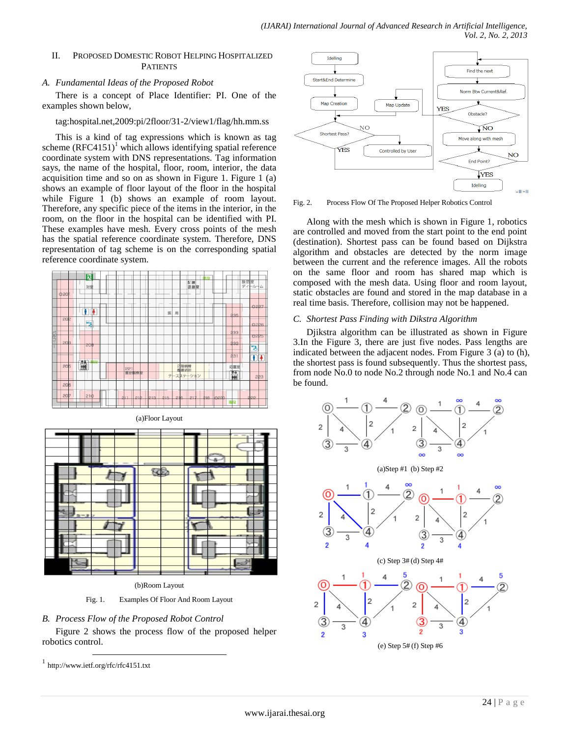## II. Proposed Domestic Robot Helping Hospitalized Patients

### A. Fundamental Ideas of the Proposed Robot

There is a concept of Place Identifier: PI. One of the examples shown below,

tag:hospital.net,2009:pi/2floor/31-2/view1/flag/hh.mm.ss

This is a kind of tag expressions which is known as tag scheme (RFC4151)[1] which allows identifying spatial reference coordinate system with DNS representations. Tag information says, the name of the hospital, floor, room, interior, the data acquisition time and so on as shown in Figure 1. Figure 1 (a) shows an example of floor layout of the floor in the hospital while Figure 1 (b) shows an example of room layout. Therefore, any specific piece of the items in the interior, in the room, on the floor in the hospital can be identified with PI. These examples have mesh. Every cross points of the mesh has the spatial reference coordinate system. Therefore, DNS representation of tag scheme is on the corresponding spatial reference coordinate system.

(a)Floor Layout

(b)Room Layout

Fig. 1. Examples Of Floor And Room Layout

### B. Process Flow of the Proposed Robot Control

Figure 2 shows the process flow of the proposed helper robotics control.

Idelling

Start&End Determine

Map Creation

Map Update

Shortest Pass?

NO

YES

Controlled by User

Find the next

Norm Btw Current&Ref.

Obstacle?

YES

NO

Move along with mesh

End Point?

NO

YES

Idelling

Fig. 2. Process Flow Of The Proposed Helper Robotics Control

Along with the mesh which is shown in Figure 1, robotics are controlled and moved from the start point to the end point (destination). Shortest pass can be found based on Dijkstra algorithm and obstacles are detected by the norm image between the current and the reference images. All the robots on the same floor and room has shared map which is composed with the mesh data. Using floor and room layout, static obstacles are found and stored in the map database in a real time basis. Therefore, collision may not be happened.

### C. Shortest Pass Finding with Dikstra Algorithm

Djikstra algorithm can be illustrated as shown in Figure 3.In the Figure 3, there are just five nodes. Pass lengths are indicated between the adjacent nodes. From Figure 3 (a) to (h), the shortest pass is found subsequently. Thus the shortest pass, from node No.0 to node No.2 through node No.1 and No.4 can be found.

(a)Step #1 (b) Step #2

(c) Step 3# (d) Step 4#

(e) Step 5# (f) Step #6

---

[1] http://www.ietf.org/rfc/rfc4151.txt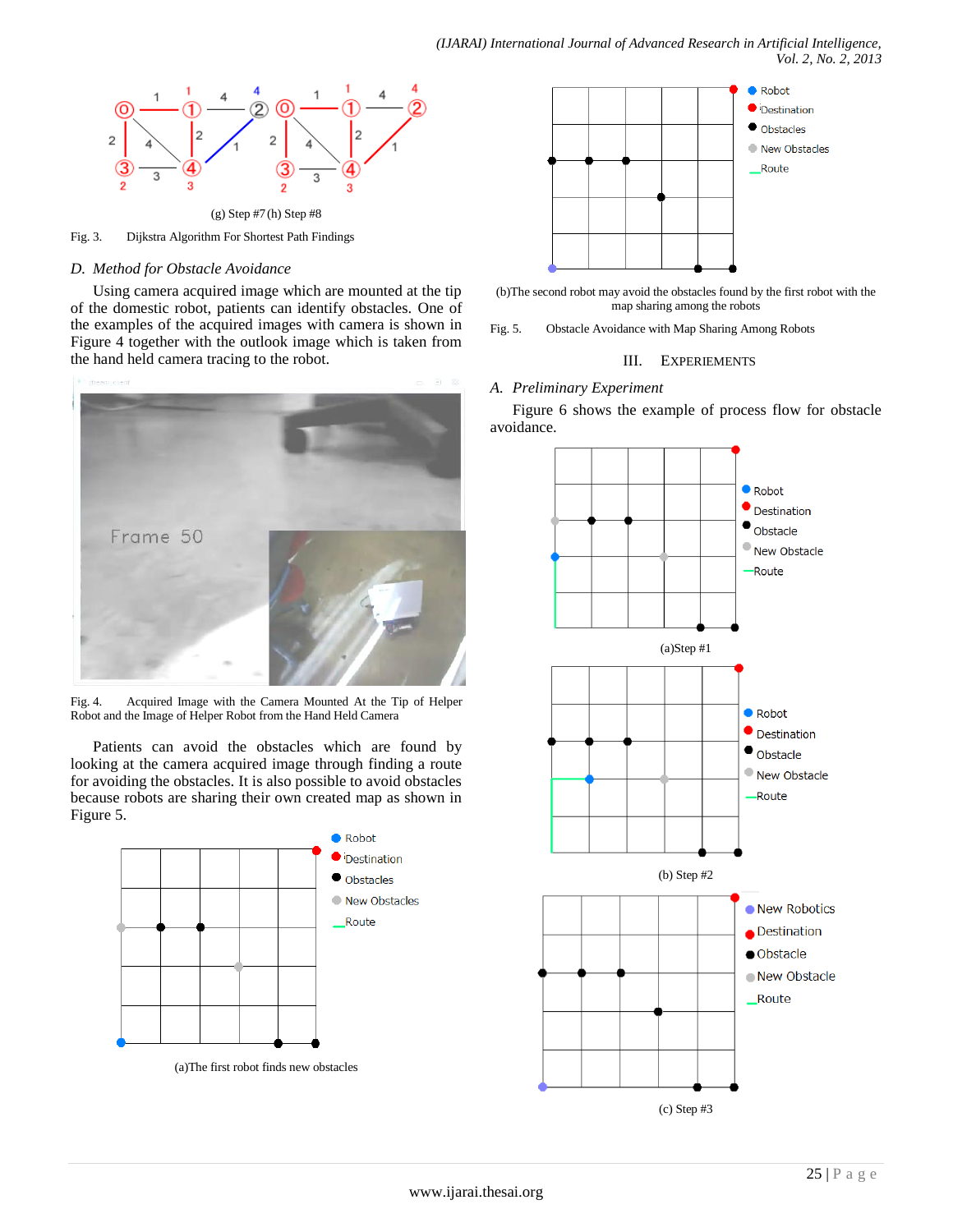(g) Step #7 (h) Step #8

Fig. 3. Dijkstra Algorithm For Shortest Path Findings

### *D. Method for Obstacle Avoidance*

Using camera acquired image which are mounted at the tip of the domestic robot, patients can identify obstacles. One of the examples of the acquired images with camera is shown in Figure 4 together with the outlook image which is taken from the hand held camera tracing to the robot.

Fig. 4. Acquired Image with the Camera Mounted At the Tip of Helper Robot and the Image of Helper Robot from the Hand Held Camera

Patients can avoid the obstacles which are found by looking at the camera acquired image through finding a route for avoiding the obstacles. It is also possible to avoid obstacles because robots are sharing their own created map as shown in Figure 5.

(a)The first robot finds new obstacles

(b)The second robot may avoid the obstacles found by the first robot with the map sharing among the robots

Fig. 5. Obstacle Avoidance with Map Sharing Among Robots

## III. EXPERIEMENTS

### *A. Preliminary Experiment*

Figure 6 shows the example of process flow for obstacle avoidance.

(a)Step #1

(b) Step #2

(c) Step #3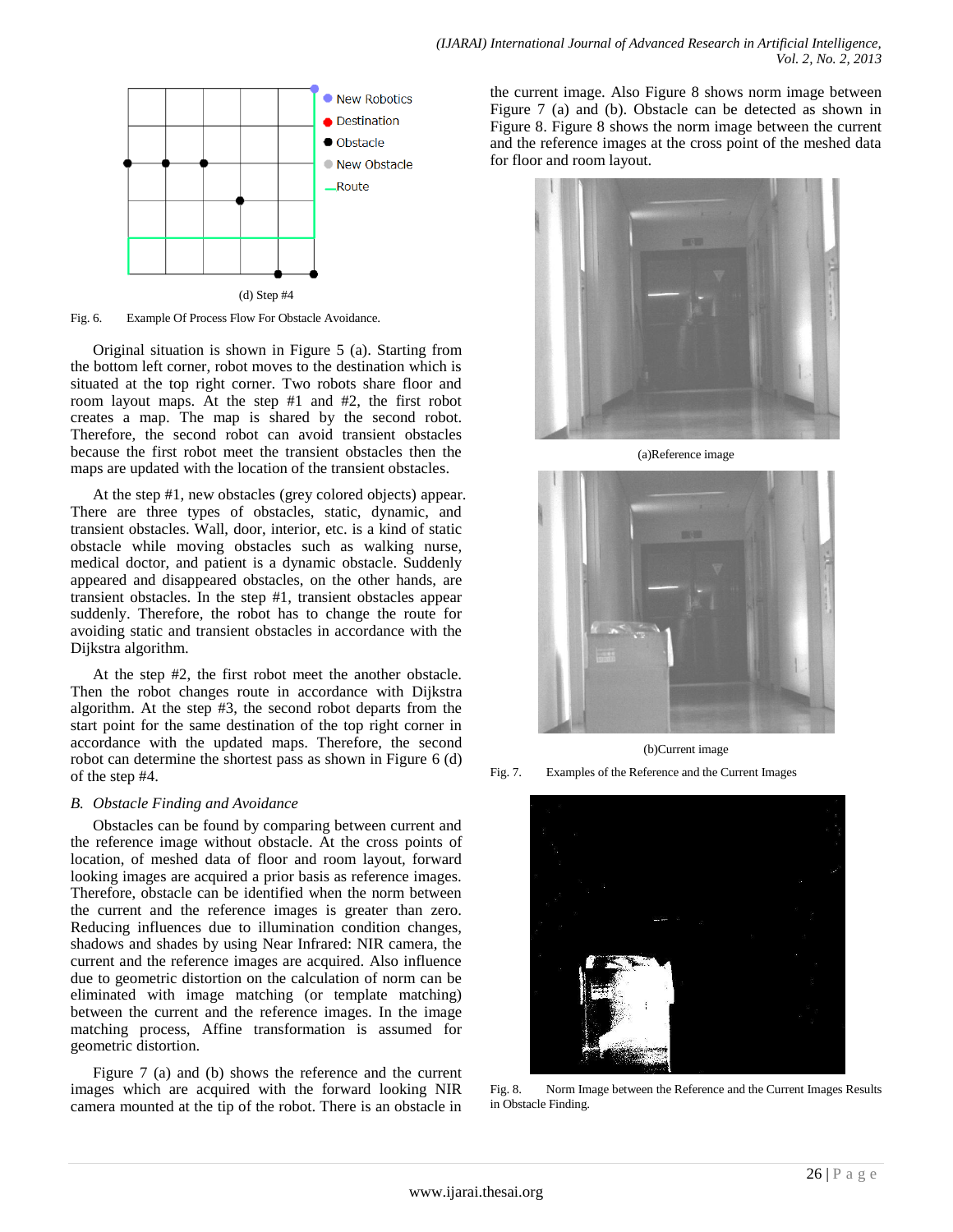New Robotics

Destination

Obstacle

New Obstacle

Route

(d) Step #4

Fig. 6. Example Of Process Flow For Obstacle Avoidance.

Original situation is shown in Figure 5 (a). Starting from the bottom left corner, robot moves to the destination which is situated at the top right corner. Two robots share floor and room layout maps. At the step #1 and #2, the first robot creates a map. The map is shared by the second robot. Therefore, the second robot can avoid transient obstacles because the first robot meet the transient obstacles then the maps are updated with the location of the transient obstacles.

At the step #1, new obstacles (grey colored objects) appear. There are three types of obstacles, static, dynamic, and transient obstacles. Wall, door, interior, etc. is a kind of static obstacle while moving obstacles such as walking nurse, medical doctor, and patient is a dynamic obstacle. Suddenly appeared and disappeared obstacles, on the other hands, are transient obstacles. In the step #1, transient obstacles appear suddenly. Therefore, the robot has to change the route for avoiding static and transient obstacles in accordance with the Dijkstra algorithm.

At the step #2, the first robot meet the another obstacle. Then the robot changes route in accordance with Dijkstra algorithm. At the step #3, the second robot departs from the start point for the same destination of the top right corner in accordance with the updated maps. Therefore, the second robot can determine the shortest pass as shown in Figure 6 (d) of the step #4.

### *B. Obstacle Finding and Avoidance*

Obstacles can be found by comparing between current and the reference image without obstacle. At the cross points of location, of meshed data of floor and room layout, forward looking images are acquired a prior basis as reference images. Therefore, obstacle can be identified when the norm between the current and the reference images is greater than zero. Reducing influences due to illumination condition changes, shadows and shades by using Near Infrared: NIR camera, the current and the reference images are acquired. Also influence due to geometric distortion on the calculation of norm can be eliminated with image matching (or template matching) between the current and the reference images. In the image matching process, Affine transformation is assumed for geometric distortion.

Figure 7 (a) and (b) shows the reference and the current images which are acquired with the forward looking NIR camera mounted at the tip of the robot. There is an obstacle in the current image. Also Figure 8 shows norm image between Figure 7 (a) and (b). Obstacle can be detected as shown in Figure 8. Figure 8 shows the norm image between the current and the reference images at the cross point of the meshed data for floor and room layout.

(a)Reference image

(b)Current image

Fig. 7. Examples of the Reference and the Current Images

Fig. 8. Norm Image between the Reference and the Current Images Results in Obstacle Finding.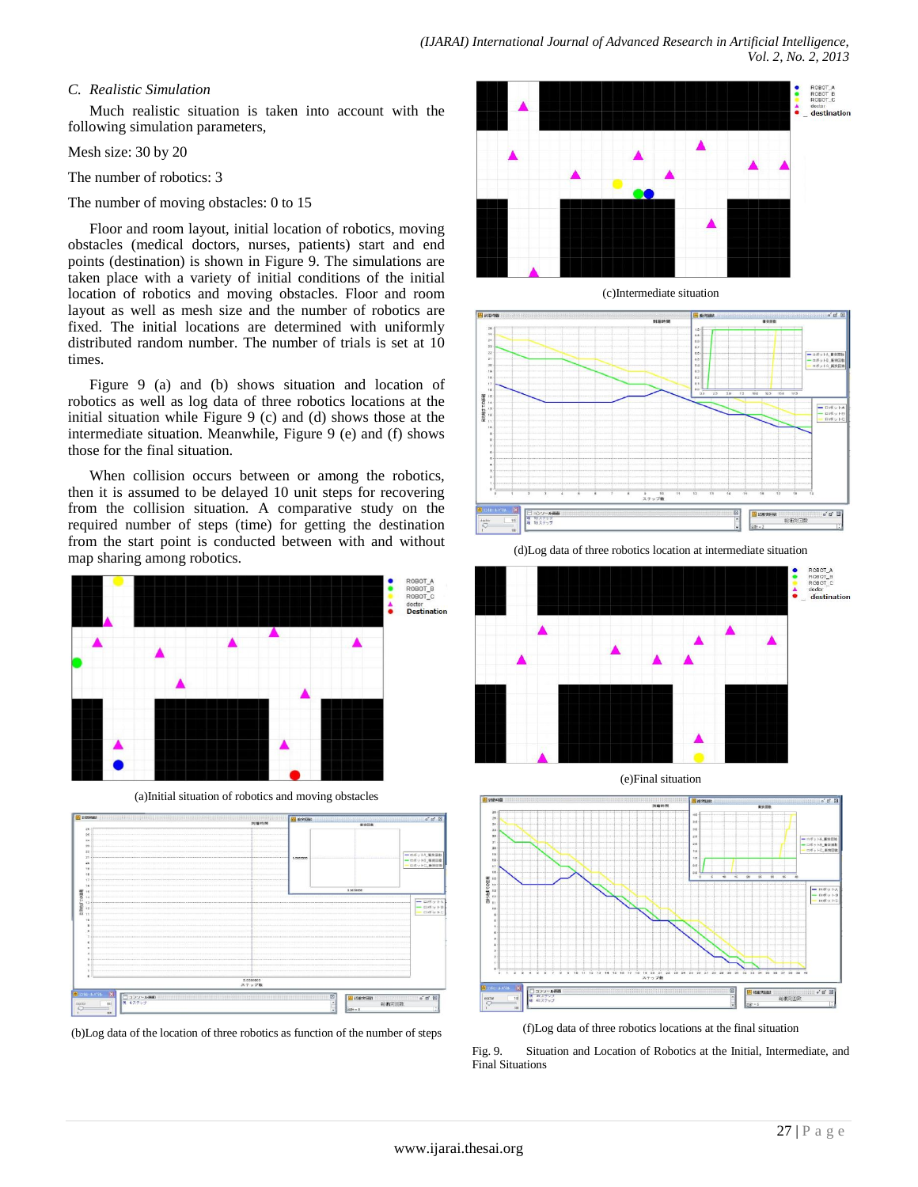### C. Realistic Simulation

Much realistic situation is taken into account with the following simulation parameters,

Mesh size: 30 by 20

The number of robotics: 3

The number of moving obstacles: 0 to 15

Floor and room layout, initial location of robotics, moving obstacles (medical doctors, nurses, patients) start and end points (destination) is shown in Figure 9. The simulations are taken place with a variety of initial conditions of the initial location of robotics and moving obstacles. Floor and room layout as well as mesh size and the number of robotics are fixed. The initial locations are determined with uniformly distributed random number. The number of trials is set at 10 times.

Figure 9 (a) and (b) shows situation and location of robotics as well as log data of three robotics locations at the initial situation while Figure 9 (c) and (d) shows those at the intermediate situation. Meanwhile, Figure 9 (e) and (f) shows those for the final situation.

When collision occurs between or among the robotics, then it is assumed to be delayed 10 unit steps for recovering from the collision situation. A comparative study on the required number of steps (time) for getting the destination from the start point is conducted between with and without map sharing among robotics.

ROBOT_A
ROBOT_B
ROBOT_C
doctor
Destination

(a)Initial situation of robotics and moving obstacles

(b)Log data of the location of three robotics as function of the number of steps

ROBOT_A
ROBOT_B
ROBOT_C
doctor
destination

(c)Intermediate situation

(d)Log data of three robotics location at intermediate situation

ROBOT_A
ROBOT_B
ROBOT_C
doctor
destination

(e)Final situation

(f)Log data of three robotics locations at the final situation

Fig. 9. Situation and Location of Robotics at the Initial, Intermediate, and Final Situations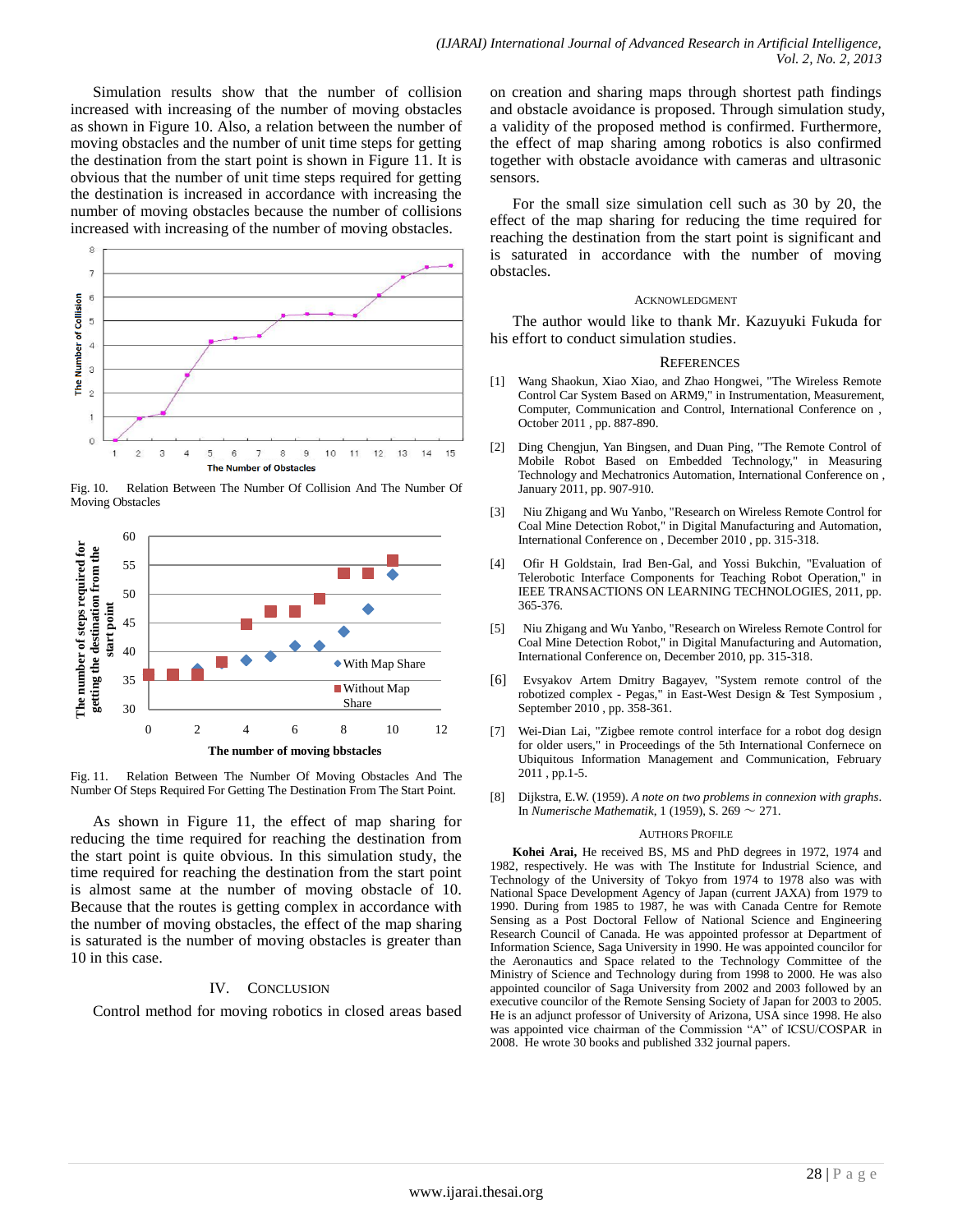Simulation results show that the number of collision increased with increasing of the number of moving obstacles as shown in Figure 10. Also, a relation between the number of moving obstacles and the number of unit time steps for getting the destination from the start point is shown in Figure 11. It is obvious that the number of unit time steps required for getting the destination is increased in accordance with increasing the number of moving obstacles because the number of collisions increased with increasing of the number of moving obstacles.

The Number of Collision

0 1 2 3 4 5 6 7 8

1 2 3 4 5 6 7 8 9 10 11 12 13 14 15

The Number of Obstacles

Fig. 10. Relation Between The Number Of Collision And The Number Of Moving Obstacles

The number of steps required for getting the destination from the start point

30 35 40 45 50 55 60

0 2 4 6 8 10 12

The number of moving bbstacles

With Map Share

Without Map Share

Fig. 11. Relation Between The Number Of Moving Obstacles And The Number Of Steps Required For Getting The Destination From The Start Point.

As shown in Figure 11, the effect of map sharing for reducing the time required for reaching the destination from the start point is quite obvious. In this simulation study, the time required for reaching the destination from the start point is almost same at the number of moving obstacle of 10. Because that the routes is getting complex in accordance with the number of moving obstacles, the effect of the map sharing is saturated is the number of moving obstacles is greater than 10 in this case.

## IV. Conclusion

Control method for moving robotics in closed areas based on creation and sharing maps through shortest path findings and obstacle avoidance is proposed. Through simulation study, a validity of the proposed method is confirmed. Furthermore, the effect of map sharing among robotics is also confirmed together with obstacle avoidance with cameras and ultrasonic sensors.

For the small size simulation cell such as 30 by 20, the effect of the map sharing for reducing the time required for reaching the destination from the start point is significant and is saturated in accordance with the number of moving obstacles.

## Acknowledgment

The author would like to thank Mr. Kazuyuki Fukuda for his effort to conduct simulation studies.

## References

[1] Wang Shaokun, Xiao Xiao, and Zhao Hongwei, "The Wireless Remote Control Car System Based on ARM9," in Instrumentation, Measurement, Computer, Communication and Control, International Conference on , October 2011 , pp. 887-890.

[2] Ding Chengjun, Yan Bingsen, and Duan Ping, "The Remote Control of Mobile Robot Based on Embedded Technology," in Measuring Technology and Mechatronics Automation, International Conference on , January 2011, pp. 907-910.

[3] Niu Zhigang and Wu Yanbo, "Research on Wireless Remote Control for Coal Mine Detection Robot," in Digital Manufacturing and Automation, International Conference on , December 2010 , pp. 315-318.

[4] Ofir H Goldstain, Irad Ben-Gal, and Yossi Bukchin, "Evaluation of Telerobotic Interface Components for Teaching Robot Operation," in IEEE TRANSACTIONS ON LEARNING TECHNOLOGIES, 2011, pp. 365-376.

[5] Niu Zhigang and Wu Yanbo, "Research on Wireless Remote Control for Coal Mine Detection Robot," in Digital Manufacturing and Automation, International Conference on, December 2010, pp. 315-318.

[6] Evsyakov Artem Dmitry Bagayev, "System remote control of the robotized complex - Pegas," in East-West Design & Test Symposium , September 2010 , pp. 358-361.

[7] Wei-Dian Lai, "Zigbee remote control interface for a robot dog design for older users," in Proceedings of the 5th International Conference on Ubiquitous Information Management and Communication, February 2011 , pp.1-5.

[8] Dijkstra, E.W. (1959). *A note on two problems in connexion with graphs*. In *Numerische Mathematik*, 1 (1959), S. 269 ～ 271.

## Authors Profile

**Kohei Arai,** He received BS, MS and PhD degrees in 1972, 1974 and 1982, respectively. He was with The Institute for Industrial Science, and Technology of the University of Tokyo from 1974 to 1978 also was with National Space Development Agency of Japan (current JAXA) from 1979 to 1990. During from 1985 to 1987, he was with Canada Centre for Remote Sensing as a Post Doctoral Fellow of National Science and Engineering Research Council of Canada. He was appointed professor at Department of Information Science, Saga University in 1990. He was appointed councilor for the Aeronautics and Space related to the Technology Committee of the Ministry of Science and Technology during from 1998 to 2000. He was also appointed councilor of Saga University from 2002 and 2003 followed by an executive councilor of the Remote Sensing Society of Japan for 2003 to 2005. He is an adjunct professor of University of Arizona, USA since 1998. He also was appointed vice chairman of the Commission "A" of ICSU/COSPAR in 2008. He wrote 30 books and published 332 journal papers.